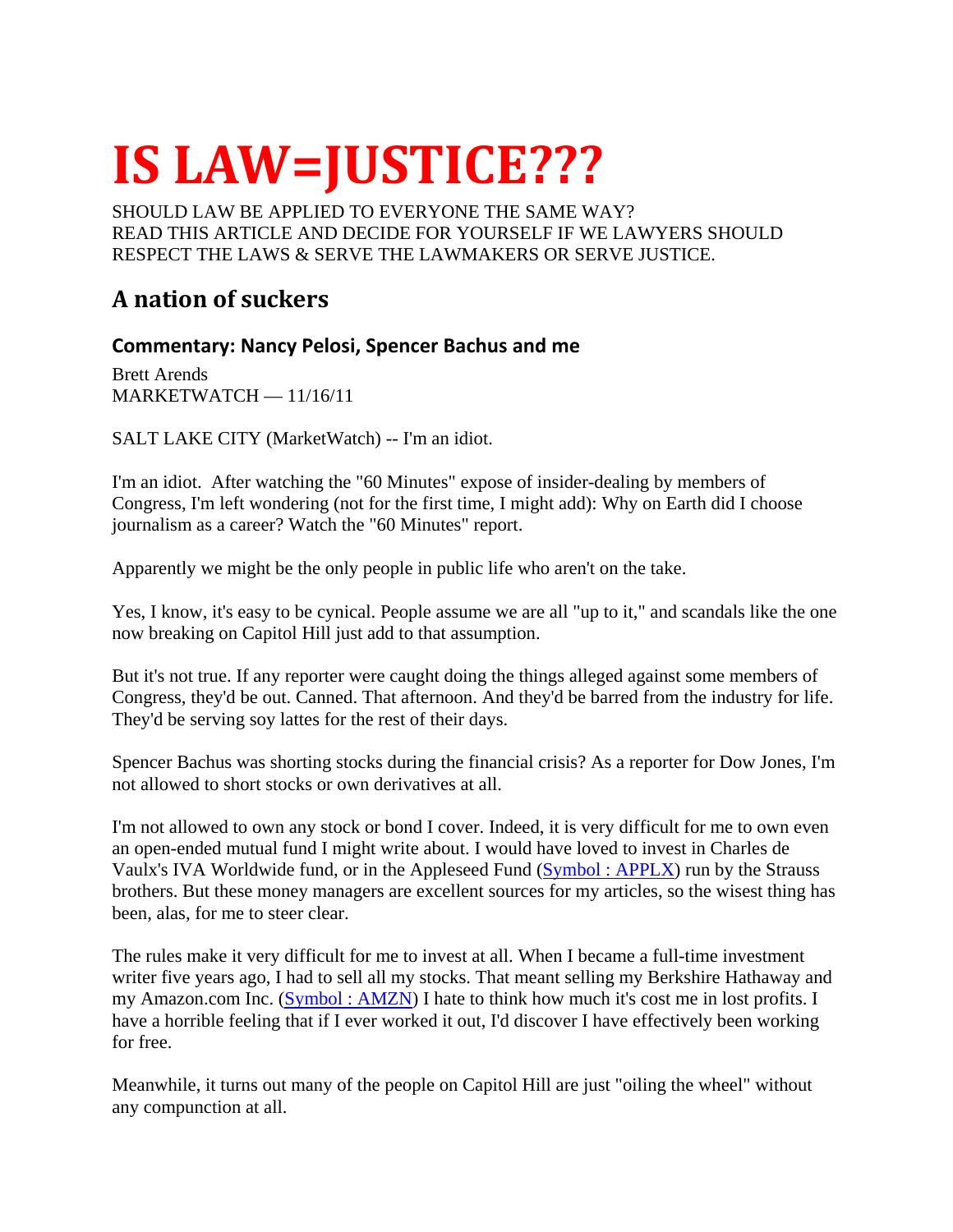# IS LAW=JUSTICE???

SHOULD LAW BE APPLIED TO EVERYONE THE SAME WAY?
READ THIS ARTICLE AND DECIDE FOR YOURSELF IF WE LAWYERS SHOULD RESPECT THE LAWS & SERVE THE LAWMAKERS OR SERVE JUSTICE.

## A nation of suckers

### Commentary: Nancy Pelosi, Spencer Bachus and me

Brett Arends
MARKETWATCH — 11/16/11

SALT LAKE CITY (MarketWatch) -- I'm an idiot.

I'm an idiot. After watching the "60 Minutes" expose of insider-dealing by members of Congress, I'm left wondering (not for the first time, I might add): Why on Earth did I choose journalism as a career? Watch the "60 Minutes" report.

Apparently we might be the only people in public life who aren't on the take.

Yes, I know, it's easy to be cynical. People assume we are all "up to it," and scandals like the one now breaking on Capitol Hill just add to that assumption.

But it's not true. If any reporter were caught doing the things alleged against some members of Congress, they'd be out. Canned. That afternoon. And they'd be barred from the industry for life. They'd be serving soy lattes for the rest of their days.

Spencer Bachus was shorting stocks during the financial crisis? As a reporter for Dow Jones, I'm not allowed to short stocks or own derivatives at all.

I'm not allowed to own any stock or bond I cover. Indeed, it is very difficult for me to own even an open-ended mutual fund I might write about. I would have loved to invest in Charles de Vaulx's IVA Worldwide fund, or in the Appleseed Fund (Symbol : APPLX) run by the Strauss brothers. But these money managers are excellent sources for my articles, so the wisest thing has been, alas, for me to steer clear.

The rules make it very difficult for me to invest at all. When I became a full-time investment writer five years ago, I had to sell all my stocks. That meant selling my Berkshire Hathaway and my Amazon.com Inc. (Symbol : AMZN) I hate to think how much it's cost me in lost profits. I have a horrible feeling that if I ever worked it out, I'd discover I have effectively been working for free.

Meanwhile, it turns out many of the people on Capitol Hill are just "oiling the wheel" without any compunction at all.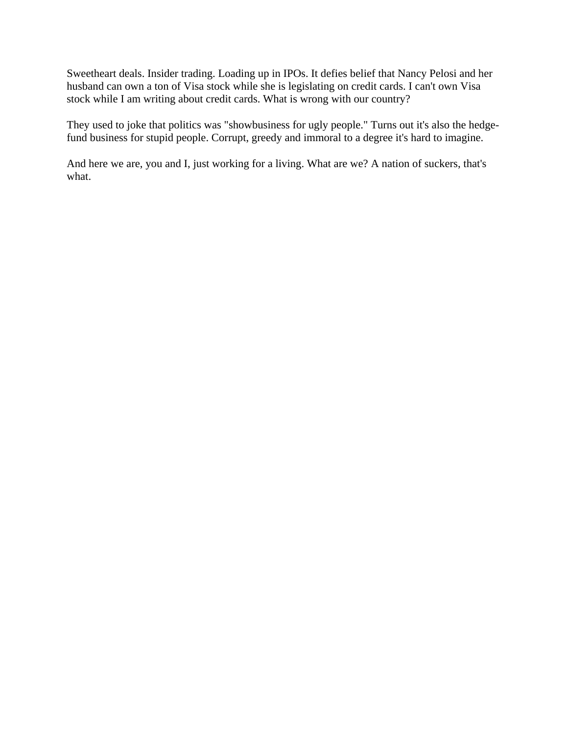Sweetheart deals. Insider trading. Loading up in IPOs. It defies belief that Nancy Pelosi and her husband can own a ton of Visa stock while she is legislating on credit cards. I can't own Visa stock while I am writing about credit cards. What is wrong with our country?

They used to joke that politics was "showbusiness for ugly people." Turns out it's also the hedge-fund business for stupid people. Corrupt, greedy and immoral to a degree it's hard to imagine.

And here we are, you and I, just working for a living. What are we? A nation of suckers, that's what.